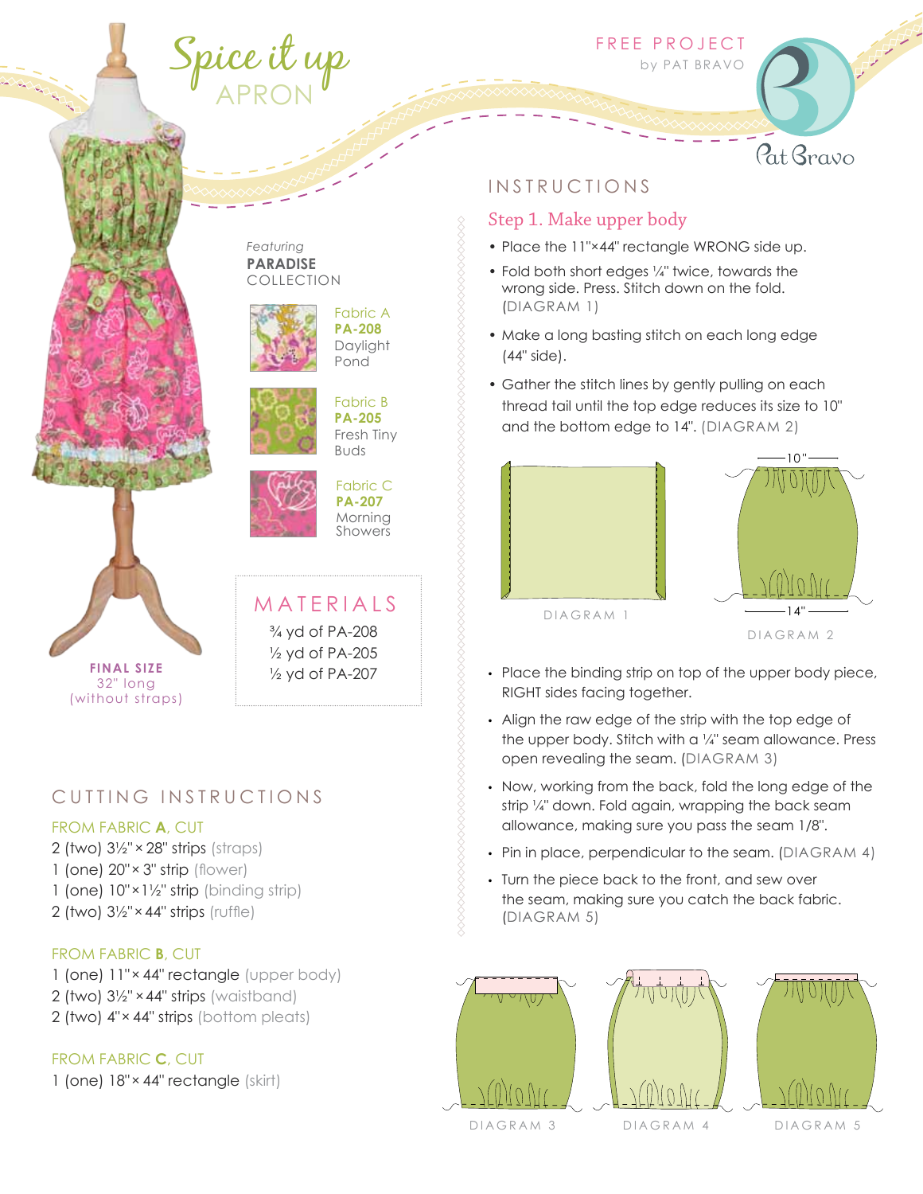# Spice it up APRON

FREE PROJECT
by PAT BRAVO

Pat Bravo

Featuring
**PARADISE**
COLLECTION

Fabric A
**PA-208**
Daylight Pond

Fabric B
**PA-205**
Fresh Tiny Buds

Fabric C
**PA-207**
Morning Showers

**FINAL SIZE**
32" long
(without straps)

## MATERIALS

¾ yd of PA-208
½ yd of PA-205
½ yd of PA-207

## CUTTING INSTRUCTIONS

### FROM FABRIC **A**, CUT

2 (two) 3½" × 28" strips (straps)
1 (one) 20" × 3" strip (flower)
1 (one) 10" × 1½" strip (binding strip)
2 (two) 3½" × 44" strips (ruffle)

### FROM FABRIC **B**, CUT

1 (one) 11" × 44" rectangle (upper body)
2 (two) 3½" × 44" strips (waistband)
2 (two) 4" × 44" strips (bottom pleats)

### FROM FABRIC **C**, CUT

1 (one) 18" × 44" rectangle (skirt)

## INSTRUCTIONS

### Step 1. Make upper body

- Place the 11"×44" rectangle WRONG side up.
- Fold both short edges ¼" twice, towards the wrong side. Press. Stitch down on the fold. (DIAGRAM 1)
- Make a long basting stitch on each long edge (44" side).
- Gather the stitch lines by gently pulling on each thread tail until the top edge reduces its size to 10" and the bottom edge to 14". (DIAGRAM 2)

DIAGRAM 1

DIAGRAM 2

- Place the binding strip on top of the upper body piece, RIGHT sides facing together.
- Align the raw edge of the strip with the top edge of the upper body. Stitch with a ¼" seam allowance. Press open revealing the seam. (DIAGRAM 3)
- Now, working from the back, fold the long edge of the strip ¼" down. Fold again, wrapping the back seam allowance, making sure you pass the seam 1/8".
- Pin in place, perpendicular to the seam. (DIAGRAM 4)
- Turn the piece back to the front, and sew over the seam, making sure you catch the back fabric. (DIAGRAM 5)

DIAGRAM 3

DIAGRAM 4

DIAGRAM 5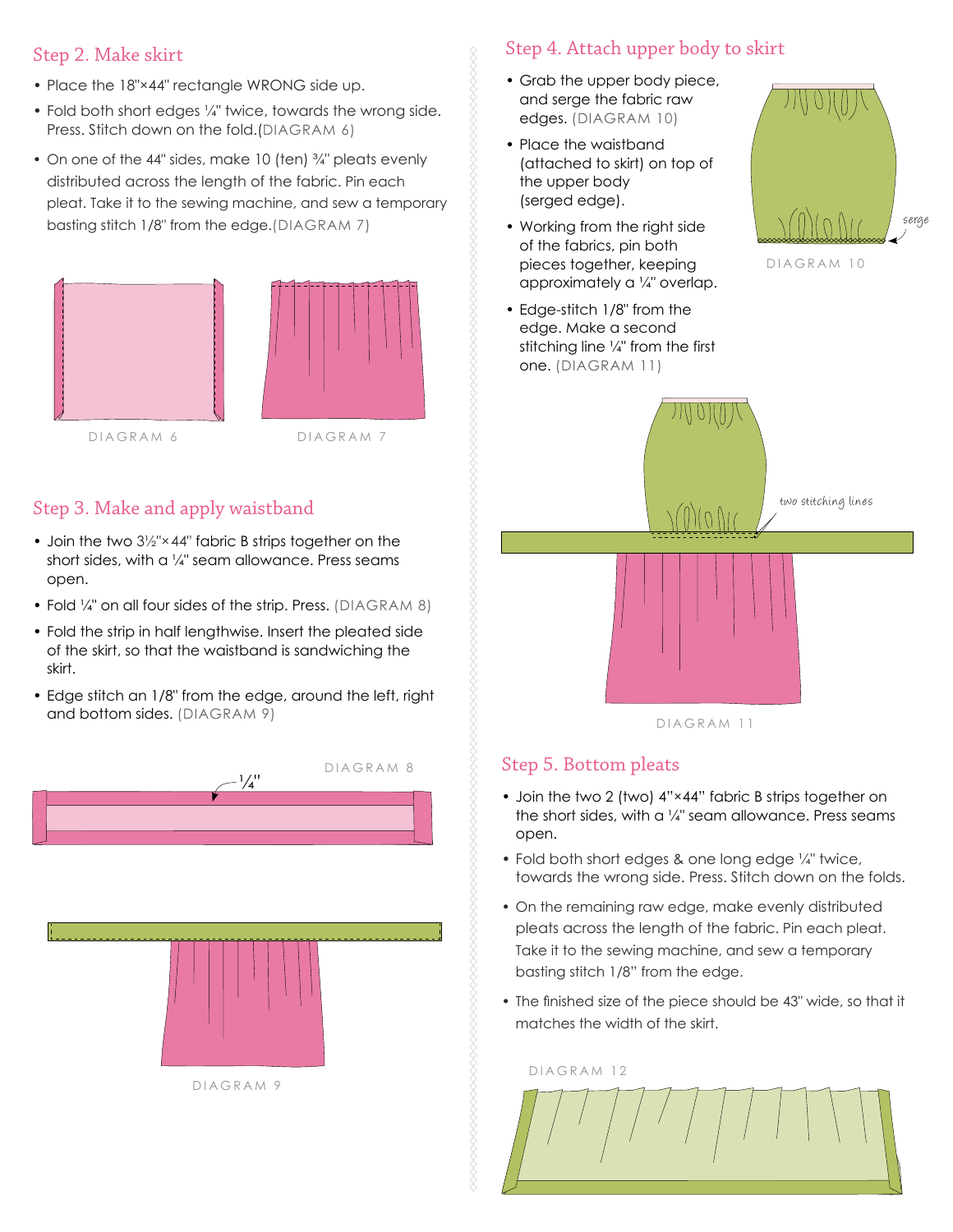## Step 2. Make skirt

- Place the 18"×44" rectangle WRONG side up.
- Fold both short edges ¼" twice, towards the wrong side. Press. Stitch down on the fold.(DIAGRAM 6)
- On one of the 44" sides, make 10 (ten) ¾" pleats evenly distributed across the length of the fabric. Pin each pleat. Take it to the sewing machine, and sew a temporary basting stitch 1/8" from the edge.(DIAGRAM 7)

DIAGRAM 6

DIAGRAM 7

## Step 3. Make and apply waistband

- Join the two 3½"×44" fabric B strips together on the short sides, with a ¼" seam allowance. Press seams open.
- Fold ¼" on all four sides of the strip. Press. (DIAGRAM 8)
- Fold the strip in half lengthwise. Insert the pleated side of the skirt, so that the waistband is sandwiching the skirt.
- Edge stitch an 1/8" from the edge, around the left, right and bottom sides. (DIAGRAM 9)

DIAGRAM 8

¼"

DIAGRAM 9

## Step 4. Attach upper body to skirt

- Grab the upper body piece, and serge the fabric raw edges. (DIAGRAM 10)
- Place the waistband (attached to skirt) on top of the upper body (serged edge).
- Working from the right side of the fabrics, pin both pieces together, keeping approximately a ¼" overlap.
- Edge-stitch 1/8" from the edge. Make a second stitching line ¼" from the first one. (DIAGRAM 11)

serge

DIAGRAM 10

two stitching lines

DIAGRAM 11

## Step 5. Bottom pleats

- Join the two 2 (two) 4"×44" fabric B strips together on the short sides, with a ¼" seam allowance. Press seams open.
- Fold both short edges & one long edge ¼" twice, towards the wrong side. Press. Stitch down on the folds.
- On the remaining raw edge, make evenly distributed pleats across the length of the fabric. Pin each pleat. Take it to the sewing machine, and sew a temporary basting stitch 1/8" from the edge.
- The finished size of the piece should be 43" wide, so that it matches the width of the skirt.

DIAGRAM 12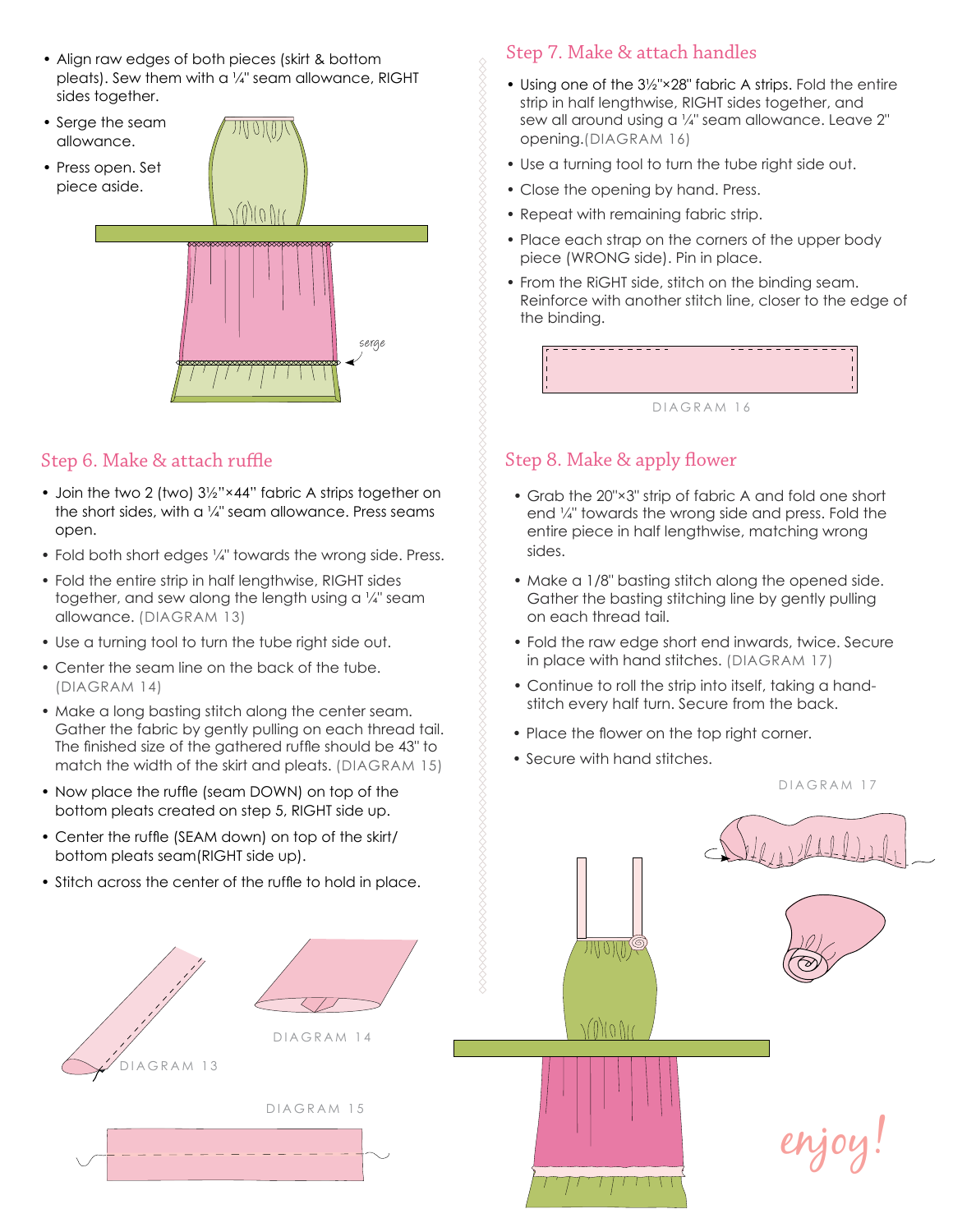- Align raw edges of both pieces (skirt & bottom pleats). Sew them with a ¼" seam allowance, RIGHT sides together.
- Serge the seam allowance.
- Press open. Set piece aside.

serge

## Step 6. Make & attach ruffle

- Join the two 2 (two) 3½"×44" fabric A strips together on the short sides, with a ¼" seam allowance. Press seams open.
- Fold both short edges ¼" towards the wrong side. Press.
- Fold the entire strip in half lengthwise, RIGHT sides together, and sew along the length using a ¼" seam allowance. (DIAGRAM 13)
- Use a turning tool to turn the tube right side out.
- Center the seam line on the back of the tube. (DIAGRAM 14)
- Make a long basting stitch along the center seam. Gather the fabric by gently pulling on each thread tail. The finished size of the gathered ruffle should be 43" to match the width of the skirt and pleats. (DIAGRAM 15)
- Now place the ruffle (seam DOWN) on top of the bottom pleats created on step 5, RIGHT side up.
- Center the ruffle (SEAM down) on top of the skirt/bottom pleats seam(RIGHT side up).
- Stitch across the center of the ruffle to hold in place.

DIAGRAM 13

DIAGRAM 14

DIAGRAM 15

## Step 7. Make & attach handles

- Using one of the 3½"×28" fabric A strips. Fold the entire strip in half lengthwise, RIGHT sides together, and sew all around using a ¼" seam allowance. Leave 2" opening.(DIAGRAM 16)
- Use a turning tool to turn the tube right side out.
- Close the opening by hand. Press.
- Repeat with remaining fabric strip.
- Place each strap on the corners of the upper body piece (WRONG side). Pin in place.
- From the RiGHT side, stitch on the binding seam. Reinforce with another stitch line, closer to the edge of the binding.

DIAGRAM 16

## Step 8. Make & apply flower

- Grab the 20"×3" strip of fabric A and fold one short end ¼" towards the wrong side and press. Fold the entire piece in half lengthwise, matching wrong sides.
- Make a 1/8" basting stitch along the opened side. Gather the basting stitching line by gently pulling on each thread tail.
- Fold the raw edge short end inwards, twice. Secure in place with hand stitches. (DIAGRAM 17)
- Continue to roll the strip into itself, taking a hand-stitch every half turn. Secure from the back.
- Place the flower on the top right corner.
- Secure with hand stitches.

DIAGRAM 17

enjoy!